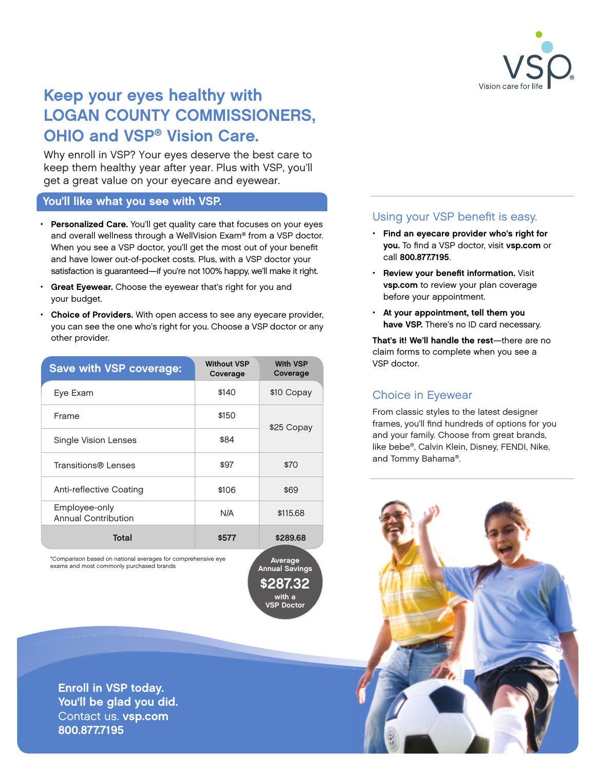Vision care for life

# Keep your eyes healthy with LOGAN COUNTY COMMISSIONERS, OHIO and VSP® Vision Care.

Why enroll in VSP? Your eyes deserve the best care to keep them healthy year after year. Plus with VSP, you'll get a great value on your eyecare and eyewear.

## You'll like what you see with VSP.

- **Personalized Care.** You'll get quality care that focuses on your eyes and overall wellness through a WellVision Exam® from a VSP doctor. When you see a VSP doctor, you'll get the most out of your benefit and have lower out-of-pocket costs. Plus, with a VSP doctor your satisfaction is guaranteed—if you're not 100% happy, we'll make it right.
- **Great Eyewear.** Choose the eyewear that's right for you and your budget.
- **Choice of Providers.** With open access to see any eyecare provider, you can see the one who's right for you. Choose a VSP doctor or any other provider.

| Save with VSP coverage: | Without VSP Coverage | With VSP Coverage |
|---|---|---|
| Eye Exam | $140 | $10 Copay |
| Frame | $150 | $25 Copay |
| Single Vision Lenses | $84 | |
| Transitions® Lenses | $97 | $70 |
| Anti-reflective Coating | $106 | $69 |
| Employee-only Annual Contribution | N/A | $115.68 |
| **Total** | **$577** | **$289.68** |

*Comparison based on national averages for comprehensive eye exams and most commonly purchased brands

**Average Annual Savings $287.32 with a VSP Doctor**

## Using your VSP benefit is easy.

- **Find an eyecare provider who's right for you.** To find a VSP doctor, visit **vsp.com** or call **800.877.7195**.
- **Review your benefit information.** Visit **vsp.com** to review your plan coverage before your appointment.
- **At your appointment, tell them you have VSP.** There's no ID card necessary.

**That's it! We'll handle the rest**—there are no claim forms to complete when you see a VSP doctor.

## Choice in Eyewear

From classic styles to the latest designer frames, you'll find hundreds of options for you and your family. Choose from great brands, like bebe®, Calvin Klein, Disney, FENDI, Nike, and Tommy Bahama®.

**Enroll in VSP today.**
**You'll be glad you did.**
Contact us. **vsp.com**
**800.877.7195**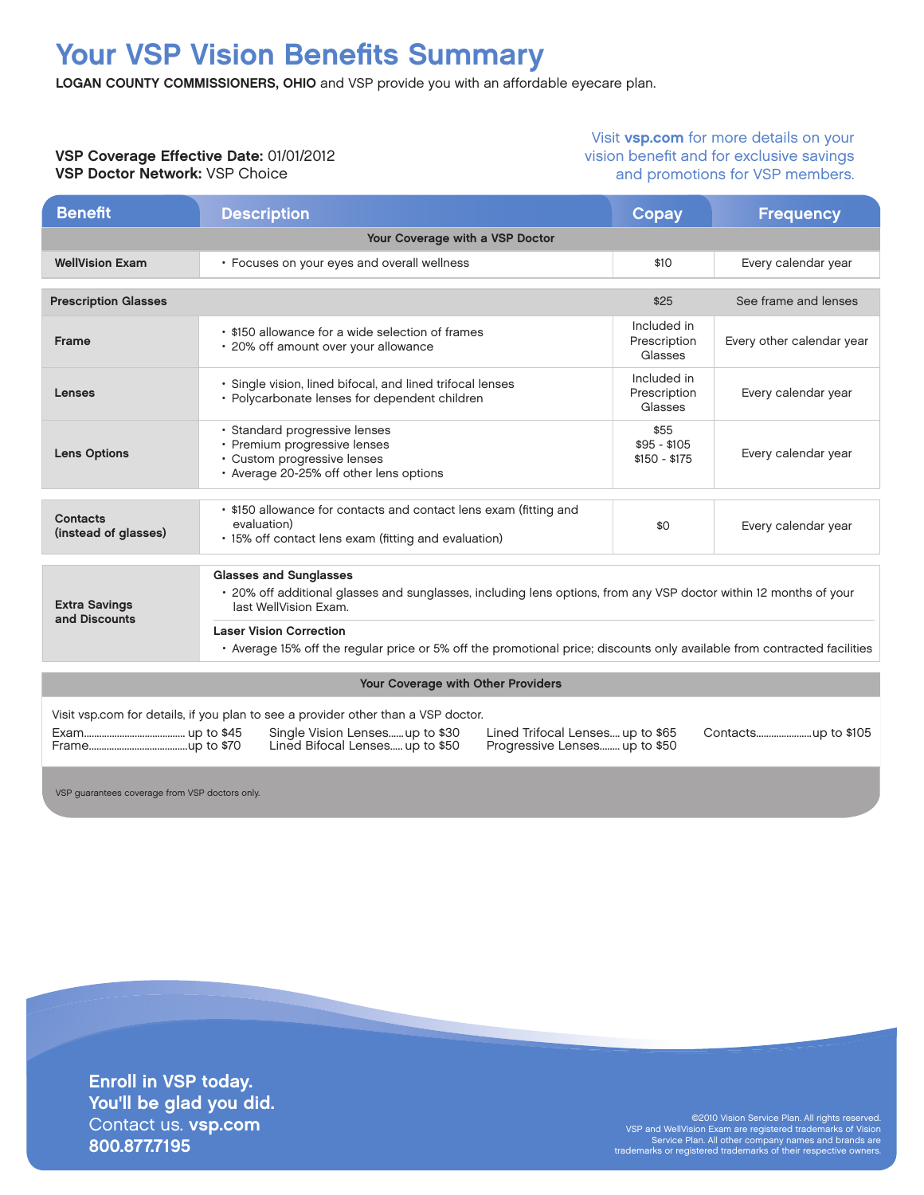# Your VSP Vision Benefits Summary

**LOGAN COUNTY COMMISSIONERS, OHIO** and VSP provide you with an affordable eyecare plan.

**VSP Coverage Effective Date:** 01/01/2012
**VSP Doctor Network:** VSP Choice

Visit **vsp.com** for more details on your vision benefit and for exclusive savings and promotions for VSP members.

| Benefit | Description | Copay | Frequency |
|---|---|---|---|
| | **Your Coverage with a VSP Doctor** | | |
| **WellVision Exam** | • Focuses on your eyes and overall wellness | $10 | Every calendar year |
| **Prescription Glasses** | | $25 | See frame and lenses |
| **Frame** | • $150 allowance for a wide selection of frames<br>• 20% off amount over your allowance | Included in Prescription Glasses | Every other calendar year |
| **Lenses** | • Single vision, lined bifocal, and lined trifocal lenses<br>• Polycarbonate lenses for dependent children | Included in Prescription Glasses | Every calendar year |
| **Lens Options** | • Standard progressive lenses<br>• Premium progressive lenses<br>• Custom progressive lenses<br>• Average 20-25% off other lens options | $55<br>$95 - $105<br>$150 - $175 | Every calendar year |
| **Contacts (instead of glasses)** | • $150 allowance for contacts and contact lens exam (fitting and evaluation)<br>• 15% off contact lens exam (fitting and evaluation) | $0 | Every calendar year |
| **Extra Savings and Discounts** | **Glasses and Sunglasses**<br>• 20% off additional glasses and sunglasses, including lens options, from any VSP doctor within 12 months of your last WellVision Exam.<br>**Laser Vision Correction**<br>• Average 15% off the regular price or 5% off the promotional price; discounts only available from contracted facilities | | |

**Your Coverage with Other Providers**

Visit vsp.com for details, if you plan to see a provider other than a VSP doctor.

Exam........................................ up to $45
Frame........................................up to $70
Single Vision Lenses......up to $30
Lined Bifocal Lenses..... up to $50
Lined Trifocal Lenses.... up to $65
Progressive Lenses........ up to $50
Contacts......................up to $105

VSP guarantees coverage from VSP doctors only.

**Enroll in VSP today.**
**You'll be glad you did.**
Contact us. **vsp.com**
**800.877.7195**

©2010 Vision Service Plan. All rights reserved.
VSP and WellVision Exam are registered trademarks of Vision Service Plan. All other company names and brands are trademarks or registered trademarks of their respective owners.